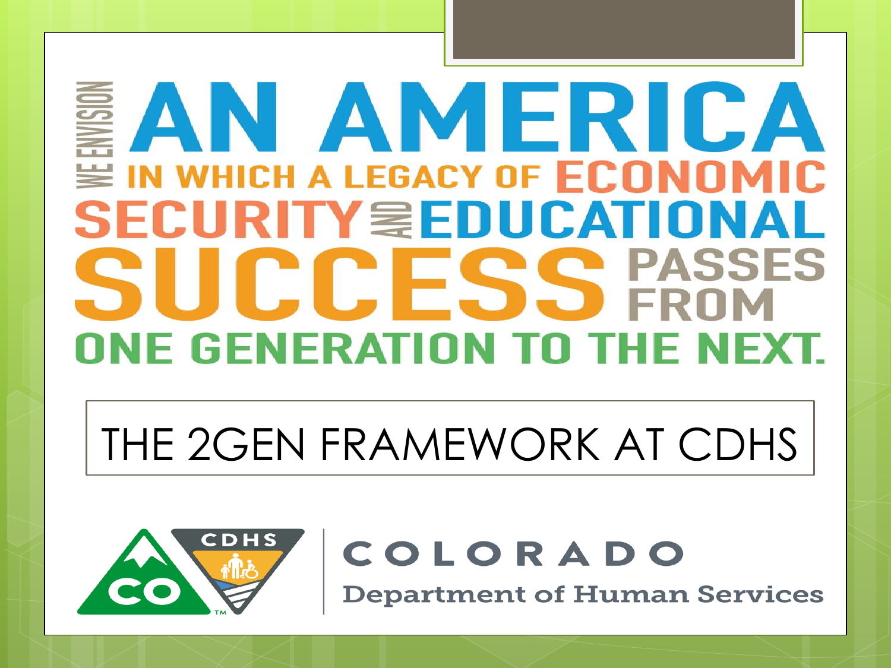WE ENVISION **AN AMERICA** IN WHICH A LEGACY OF **ECONOMIC SECURITY** AND **EDUCATIONAL SUCCESS** PASSES FROM ONE GENERATION TO THE NEXT.

# THE 2GEN FRAMEWORK AT CDHS

CDHS

COLORADO

Department of Human Services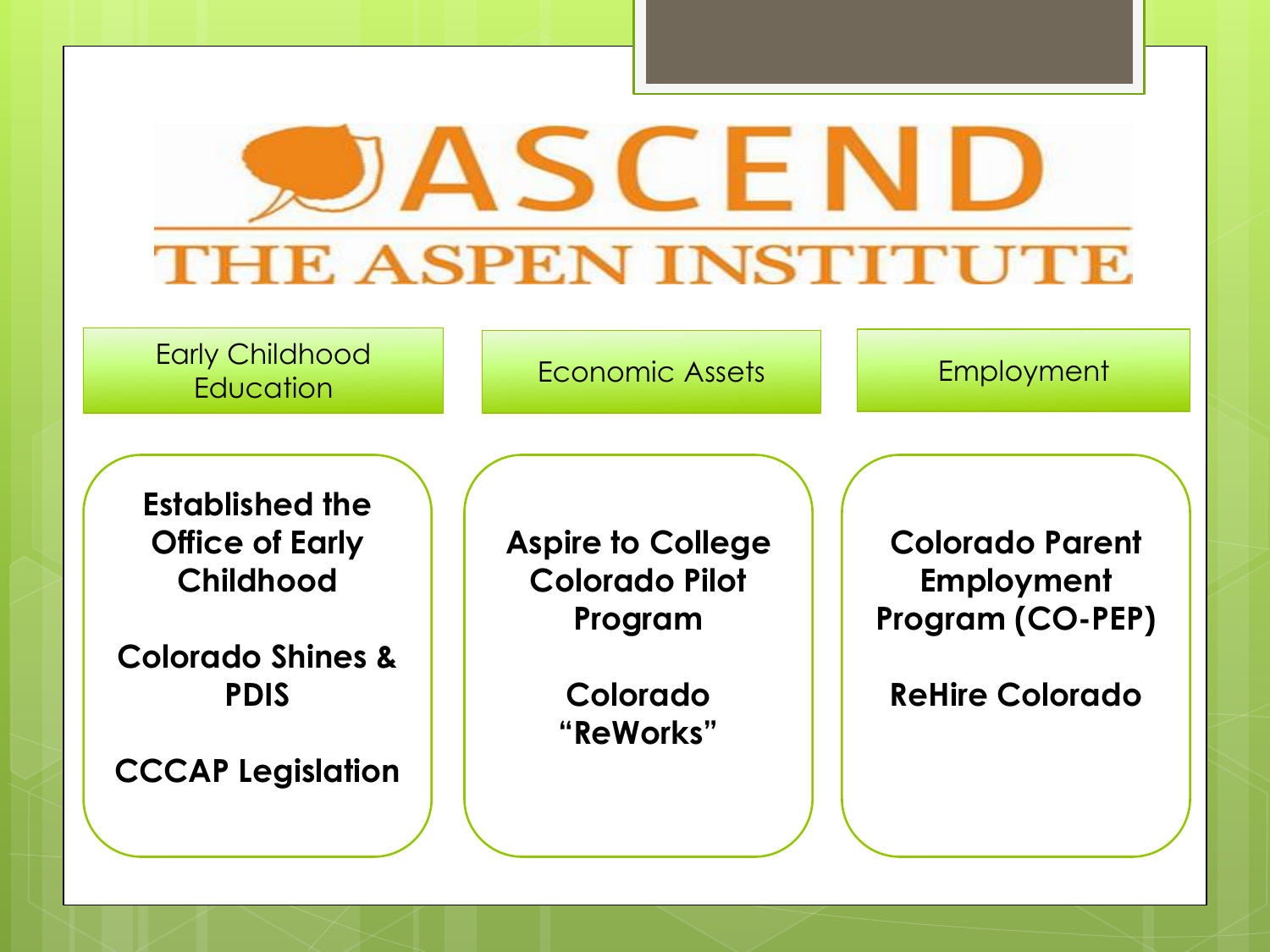# ASCEND

## THE ASPEN INSTITUTE

### Early Childhood Education

**Established the Office of Early Childhood**

**Colorado Shines & PDIS**

**CCCAP Legislation**

### Economic Assets

**Aspire to College Colorado Pilot Program**

**Colorado "ReWorks"**

### Employment

**Colorado Parent Employment Program (CO-PEP)**

**ReHire Colorado**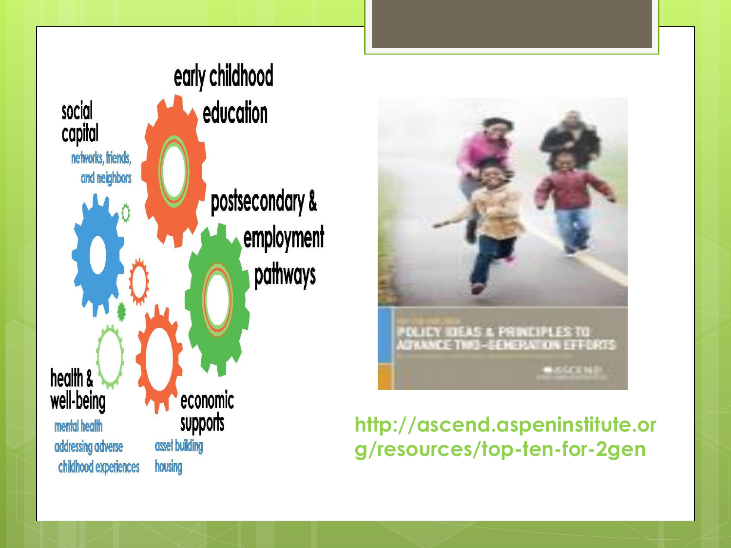early childhood education

social capital
networks, friends, and neighbors

postsecondary & employment pathways

health & well-being
mental health
addressing adverse childhood experiences

economic supports
asset building
housing

POLICY IDEAS & PRINCIPLES TO ADVANCE TWO-GENERATION EFFORTS

ASCEND

http://ascend.aspeninstitute.org/resources/top-ten-for-2gen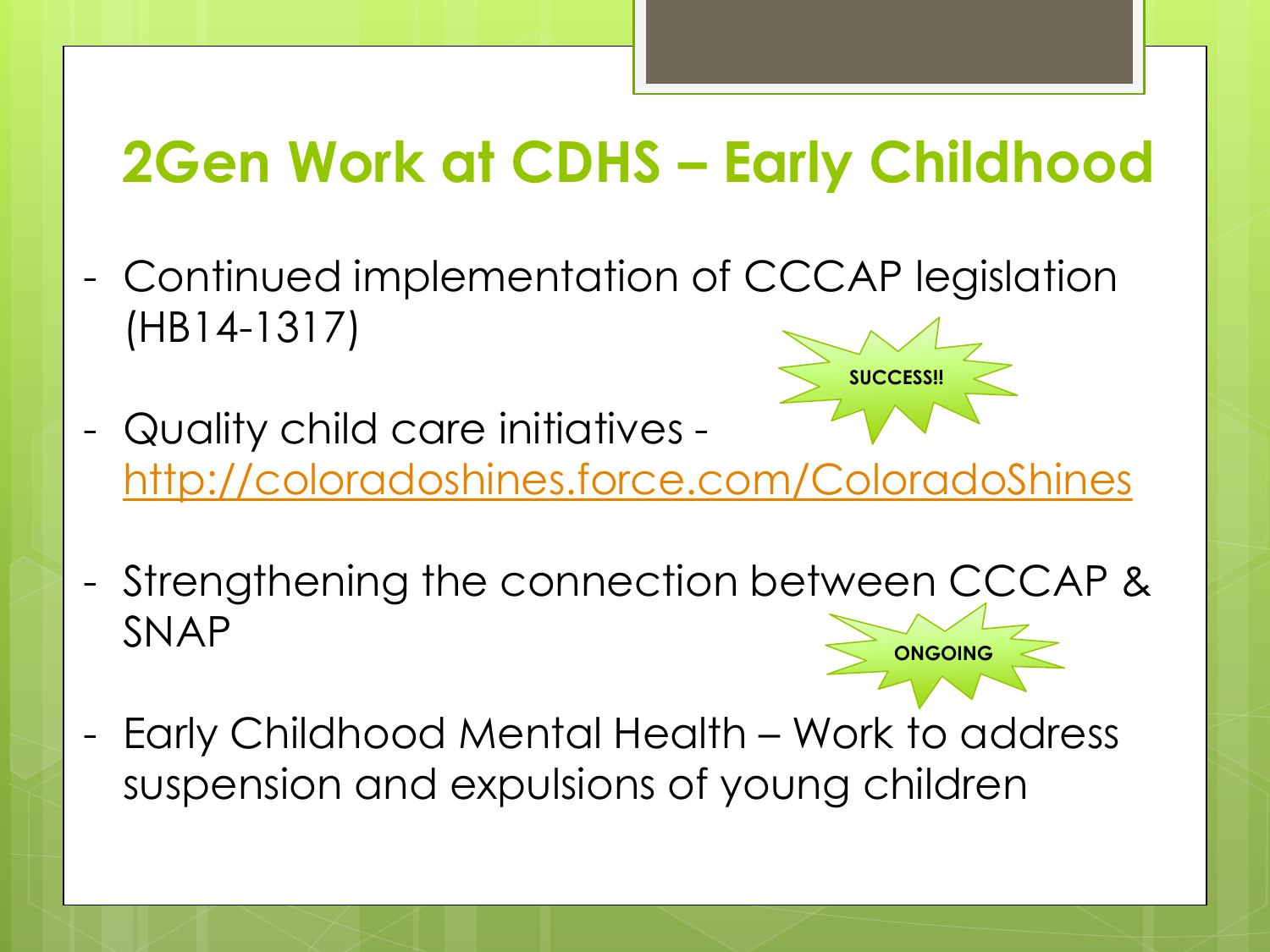# 2Gen Work at CDHS – Early Childhood

- Continued implementation of CCCAP legislation (HB14-1317)

**SUCCESS!!**

- Quality child care initiatives - http://coloradoshines.force.com/ColoradoShines

- Strengthening the connection between CCCAP & SNAP

**ONGOING**

- Early Childhood Mental Health – Work to address suspension and expulsions of young children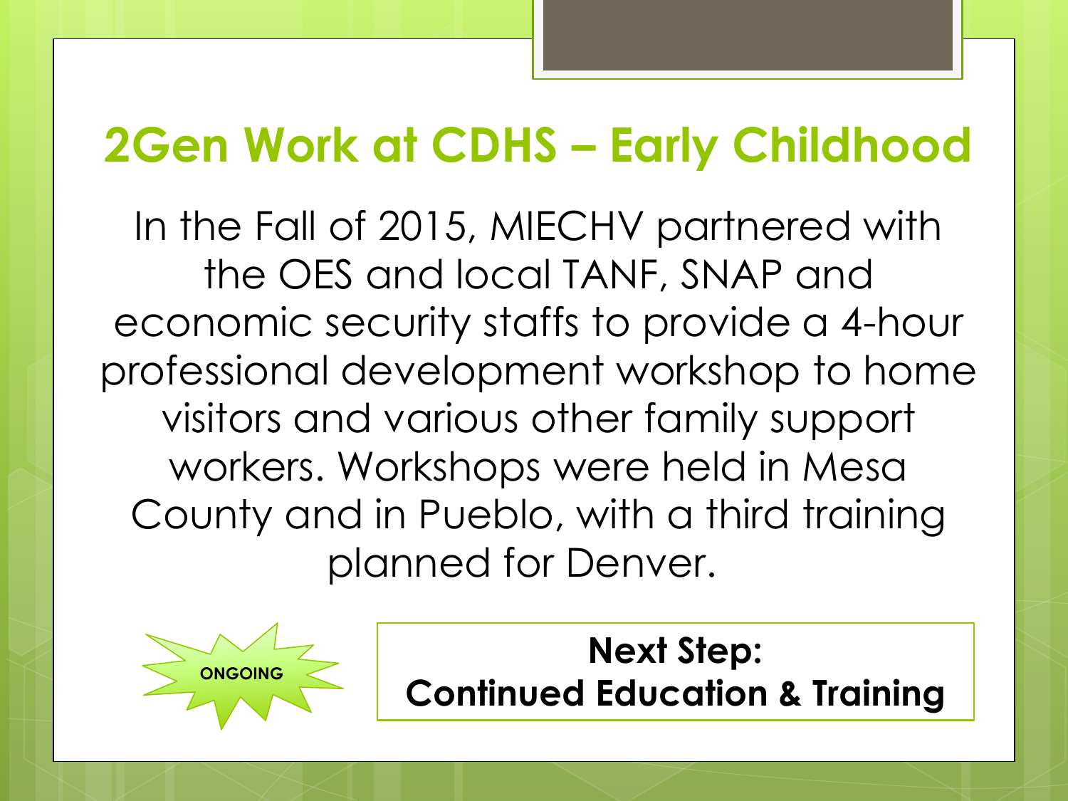## 2Gen Work at CDHS – Early Childhood

In the Fall of 2015, MIECHV partnered with the OES and local TANF, SNAP and economic security staffs to provide a 4-hour professional development workshop to home visitors and various other family support workers. Workshops were held in Mesa County and in Pueblo, with a third training planned for Denver.

ONGOING

**Next Step:**
**Continued Education & Training**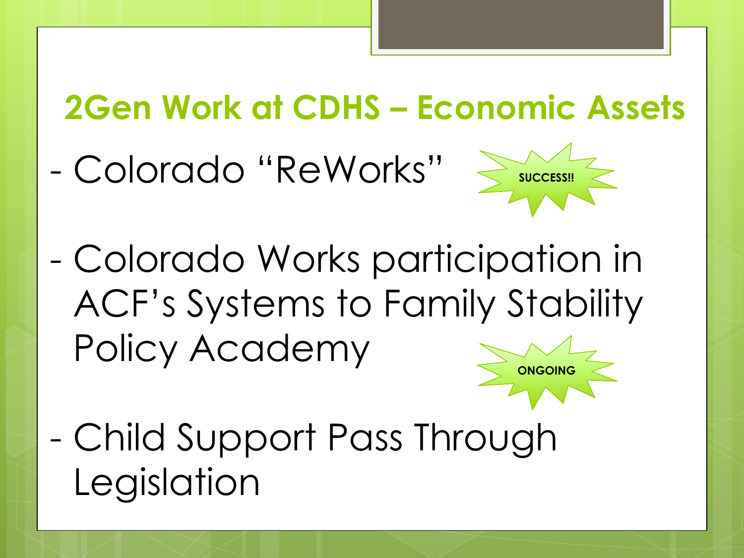## 2Gen Work at CDHS – Economic Assets

- Colorado "ReWorks" **SUCCESS!!**

- Colorado Works participation in ACF's Systems to Family Stability Policy Academy **ONGOING**

- Child Support Pass Through Legislation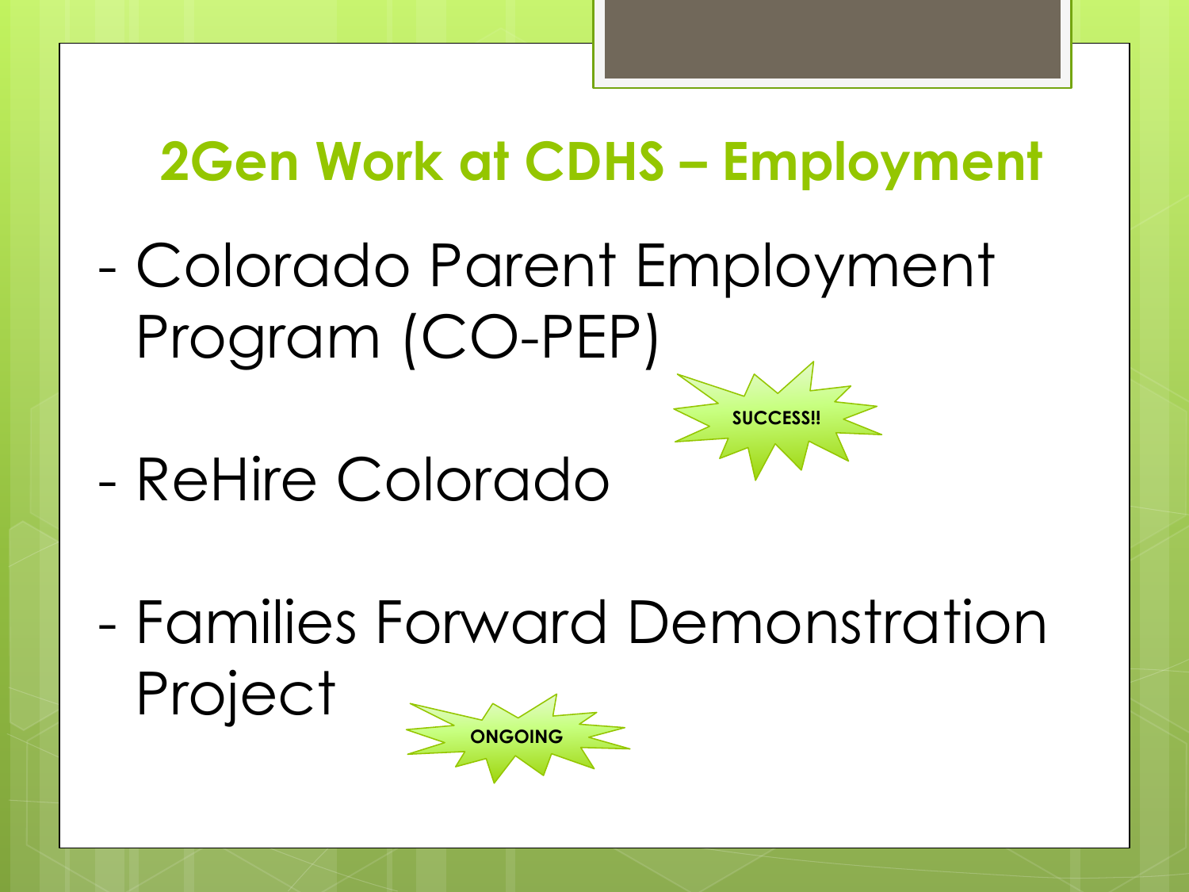## 2Gen Work at CDHS – Employment

- Colorado Parent Employment Program (CO-PEP)

SUCCESS!!

- ReHire Colorado

- Families Forward Demonstration Project

ONGOING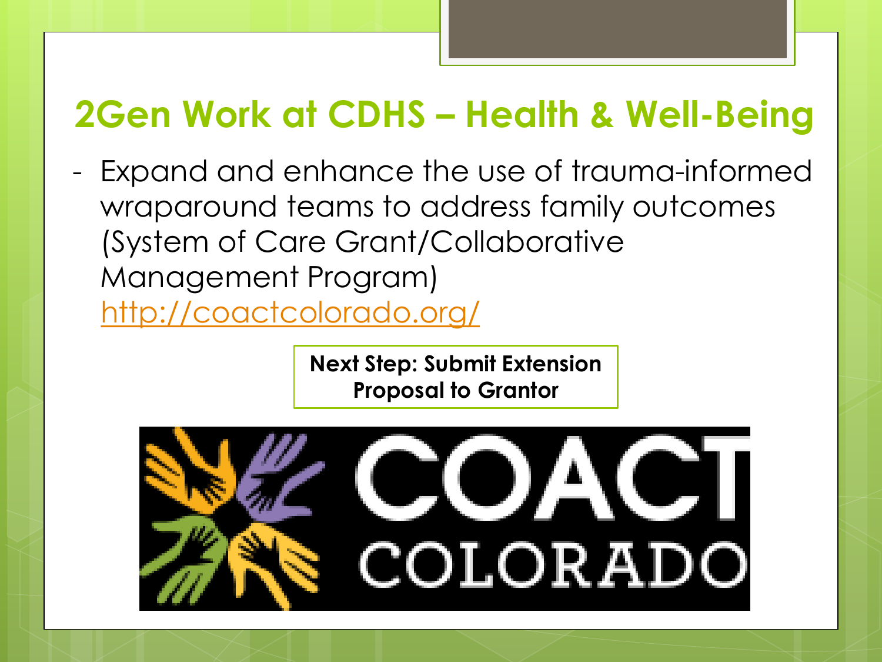# 2Gen Work at CDHS – Health & Well-Being

- Expand and enhance the use of trauma-informed wraparound teams to address family outcomes (System of Care Grant/Collaborative Management Program) http://coactcolorado.org/

**Next Step: Submit Extension Proposal to Grantor**

COACT COLORADO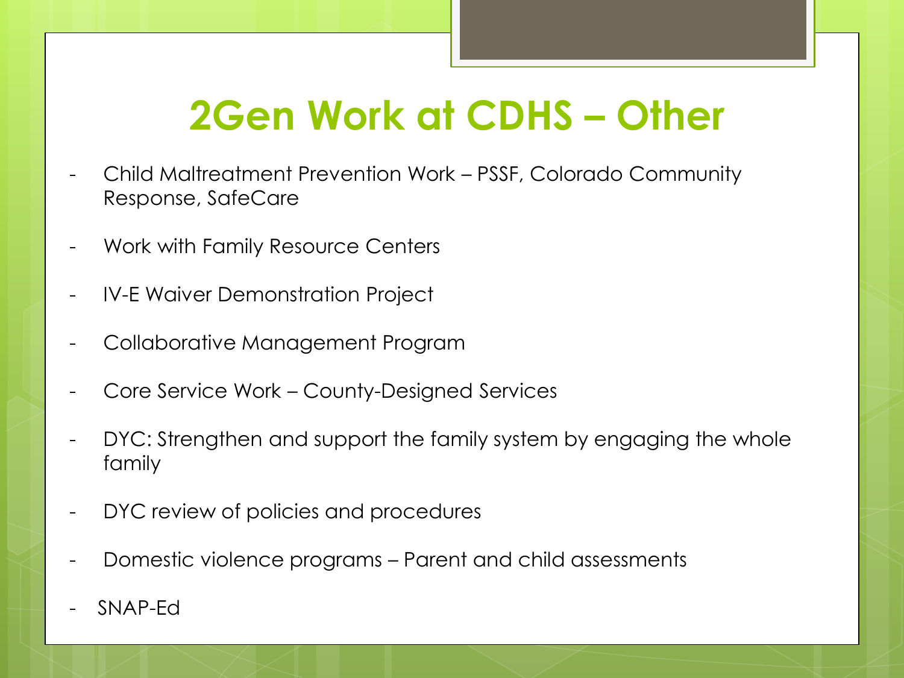# 2Gen Work at CDHS – Other

- Child Maltreatment Prevention Work – PSSF, Colorado Community Response, SafeCare
- Work with Family Resource Centers
- IV-E Waiver Demonstration Project
- Collaborative Management Program
- Core Service Work – County-Designed Services
- DYC: Strengthen and support the family system by engaging the whole family
- DYC review of policies and procedures
- Domestic violence programs – Parent and child assessments
- SNAP-Ed